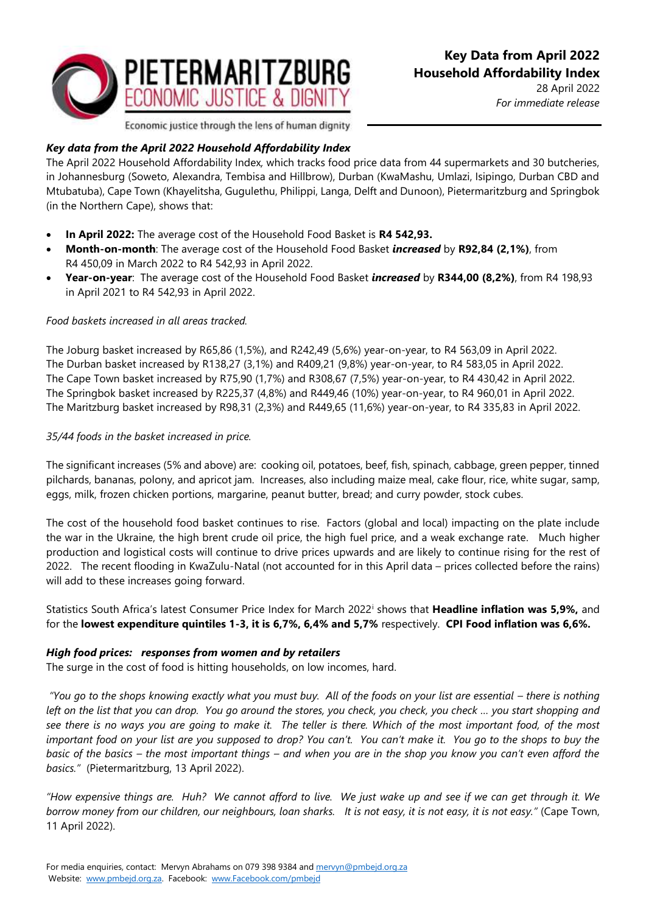# Key Data from April 2022 Household Affordability Index

28 April 2022
*For immediate release*

PIETERMARITZBURG ECONOMIC JUSTICE & DIGNITY
Economic justice through the lens of human dignity

## *Key data from the April 2022 Household Affordability Index*

The April 2022 Household Affordability Index*,* which tracks food price data from 44 supermarkets and 30 butcheries, in Johannesburg (Soweto, Alexandra, Tembisa and Hillbrow), Durban (KwaMashu, Umlazi, Isipingo, Durban CBD and Mtubatuba), Cape Town (Khayelitsha, Gugulethu, Philippi, Langa, Delft and Dunoon), Pietermaritzburg and Springbok (in the Northern Cape), shows that:

- **In April 2022:** The average cost of the Household Food Basket is **R4 542,93.**
- **Month-on-month**: The average cost of the Household Food Basket ***increased*** by **R92,84 (2,1%)**, from R4 450,09 in March 2022 to R4 542,93 in April 2022.
- **Year-on-year**: The average cost of the Household Food Basket ***increased*** by **R344,00 (8,2%)**, from R4 198,93 in April 2021 to R4 542,93 in April 2022.

*Food baskets increased in all areas tracked.*

The Joburg basket increased by R65,86 (1,5%), and R242,49 (5,6%) year-on-year, to R4 563,09 in April 2022.
The Durban basket increased by R138,27 (3,1%) and R409,21 (9,8%) year-on-year, to R4 583,05 in April 2022.
The Cape Town basket increased by R75,90 (1,7%) and R308,67 (7,5%) year-on-year, to R4 430,42 in April 2022.
The Springbok basket increased by R225,37 (4,8%) and R449,46 (10%) year-on-year, to R4 960,01 in April 2022.
The Maritzburg basket increased by R98,31 (2,3%) and R449,65 (11,6%) year-on-year, to R4 335,83 in April 2022.

*35/44 foods in the basket increased in price.*

The significant increases (5% and above) are: cooking oil, potatoes, beef, fish, spinach, cabbage, green pepper, tinned pilchards, bananas, polony, and apricot jam. Increases, also including maize meal, cake flour, rice, white sugar, samp, eggs, milk, frozen chicken portions, margarine, peanut butter, bread; and curry powder, stock cubes.

The cost of the household food basket continues to rise. Factors (global and local) impacting on the plate include the war in the Ukraine, the high brent crude oil price, the high fuel price, and a weak exchange rate. Much higher production and logistical costs will continue to drive prices upwards and are likely to continue rising for the rest of 2022. The recent flooding in KwaZulu-Natal (not accounted for in this April data – prices collected before the rains) will add to these increases going forward.

Statistics South Africa's latest Consumer Price Index for March 2022[i] shows that **Headline inflation was 5,9%,** and for the **lowest expenditure quintiles 1-3, it is 6,7%, 6,4% and 5,7%** respectively. **CPI Food inflation was 6,6%.**

## *High food prices: responses from women and by retailers*

The surge in the cost of food is hitting households, on low incomes, hard.

*"You go to the shops knowing exactly what you must buy. All of the foods on your list are essential – there is nothing left on the list that you can drop. You go around the stores, you check, you check, you check … you start shopping and see there is no ways you are going to make it. The teller is there. Which of the most important food, of the most important food on your list are you supposed to drop? You can't. You can't make it. You go to the shops to buy the basic of the basics – the most important things – and when you are in the shop you know you can't even afford the basics."* (Pietermaritzburg, 13 April 2022).

*"How expensive things are. Huh? We cannot afford to live. We just wake up and see if we can get through it. We borrow money from our children, our neighbours, loan sharks. It is not easy, it is not easy, it is not easy."* (Cape Town, 11 April 2022).

For media enquiries, contact: Mervyn Abrahams on 079 398 9384 and mervyn@pmbejd.org.za
Website: www.pmbejd.org.za. Facebook: www.Facebook.com/pmbejd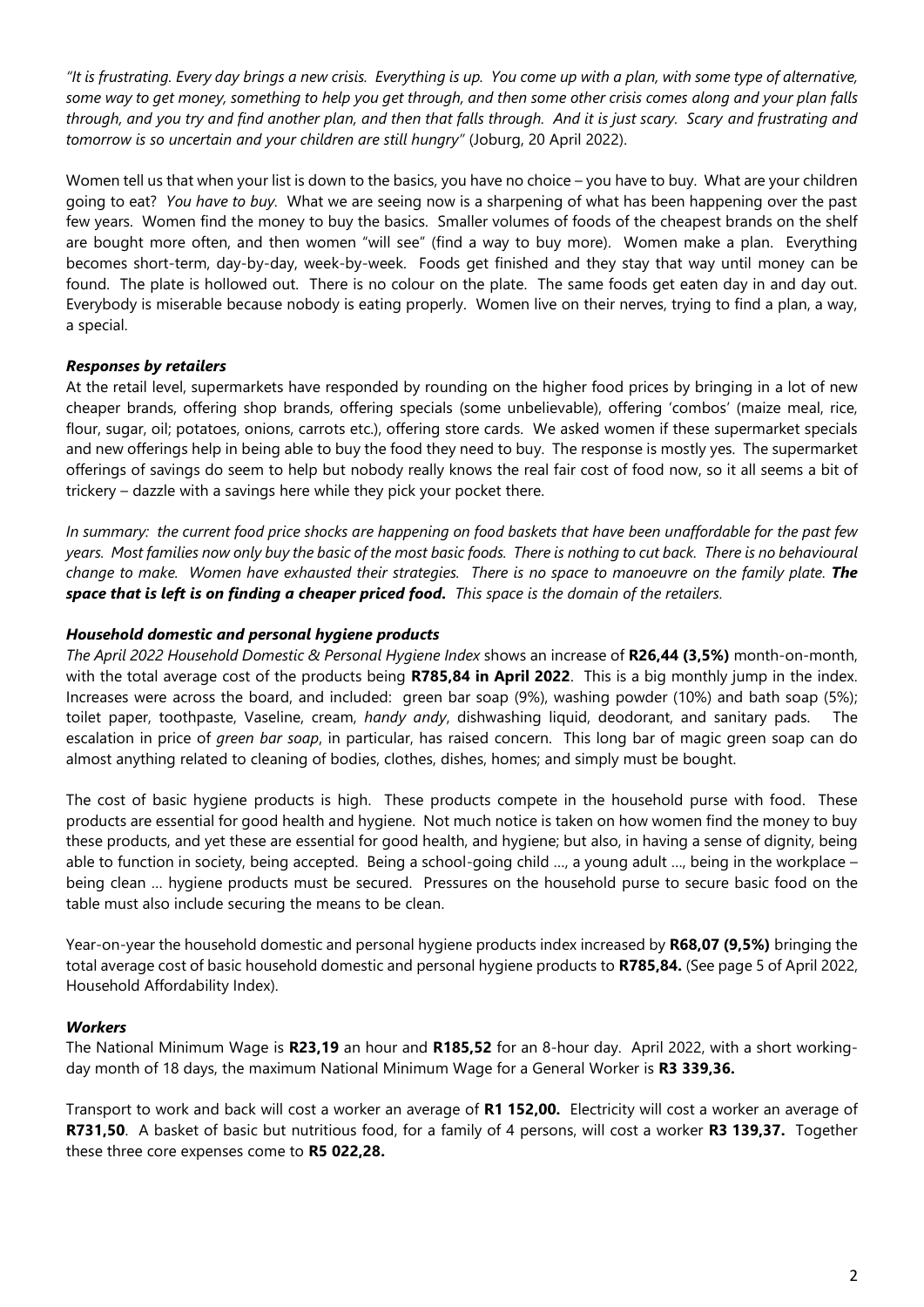*"It is frustrating. Every day brings a new crisis. Everything is up. You come up with a plan, with some type of alternative, some way to get money, something to help you get through, and then some other crisis comes along and your plan falls through, and you try and find another plan, and then that falls through. And it is just scary. Scary and frustrating and tomorrow is so uncertain and your children are still hungry"* (Joburg, 20 April 2022).

Women tell us that when your list is down to the basics, you have no choice – you have to buy. What are your children going to eat? *You have to buy.* What we are seeing now is a sharpening of what has been happening over the past few years. Women find the money to buy the basics. Smaller volumes of foods of the cheapest brands on the shelf are bought more often, and then women "will see" (find a way to buy more). Women make a plan. Everything becomes short-term, day-by-day, week-by-week. Foods get finished and they stay that way until money can be found. The plate is hollowed out. There is no colour on the plate. The same foods get eaten day in and day out. Everybody is miserable because nobody is eating properly. Women live on their nerves, trying to find a plan, a way, a special.

### *Responses by retailers*

At the retail level, supermarkets have responded by rounding on the higher food prices by bringing in a lot of new cheaper brands, offering shop brands, offering specials (some unbelievable), offering 'combos' (maize meal, rice, flour, sugar, oil; potatoes, onions, carrots etc.), offering store cards. We asked women if these supermarket specials and new offerings help in being able to buy the food they need to buy. The response is mostly yes. The supermarket offerings of savings do seem to help but nobody really knows the real fair cost of food now, so it all seems a bit of trickery – dazzle with a savings here while they pick your pocket there.

*In summary: the current food price shocks are happening on food baskets that have been unaffordable for the past few years. Most families now only buy the basic of the most basic foods. There is nothing to cut back. There is no behavioural change to make. Women have exhausted their strategies. There is no space to manoeuvre on the family plate.* ***The space that is left is on finding a cheaper priced food.*** *This space is the domain of the retailers.*

### *Household domestic and personal hygiene products*

*The April 2022 Household Domestic & Personal Hygiene Index* shows an increase of **R26,44 (3,5%)** month-on-month, with the total average cost of the products being **R785,84 in April 2022**. This is a big monthly jump in the index. Increases were across the board, and included: green bar soap (9%), washing powder (10%) and bath soap (5%); toilet paper, toothpaste, Vaseline, cream, *handy andy*, dishwashing liquid, deodorant, and sanitary pads. The escalation in price of *green bar soap*, in particular, has raised concern. This long bar of magic green soap can do almost anything related to cleaning of bodies, clothes, dishes, homes; and simply must be bought.

The cost of basic hygiene products is high. These products compete in the household purse with food. These products are essential for good health and hygiene. Not much notice is taken on how women find the money to buy these products, and yet these are essential for good health, and hygiene; but also, in having a sense of dignity, being able to function in society, being accepted. Being a school-going child …, a young adult …, being in the workplace – being clean … hygiene products must be secured. Pressures on the household purse to secure basic food on the table must also include securing the means to be clean.

Year-on-year the household domestic and personal hygiene products index increased by **R68,07 (9,5%)** bringing the total average cost of basic household domestic and personal hygiene products to **R785,84.** (See page 5 of April 2022, Household Affordability Index).

### *Workers*

The National Minimum Wage is **R23,19** an hour and **R185,52** for an 8-hour day. April 2022, with a short working-day month of 18 days, the maximum National Minimum Wage for a General Worker is **R3 339,36.**

Transport to work and back will cost a worker an average of **R1 152,00.** Electricity will cost a worker an average of **R731,50**. A basket of basic but nutritious food, for a family of 4 persons, will cost a worker **R3 139,37.** Together these three core expenses come to **R5 022,28.**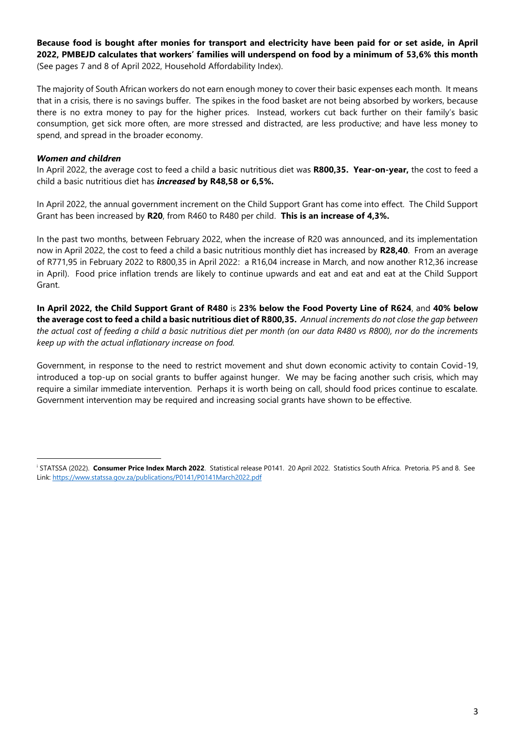**Because food is bought after monies for transport and electricity have been paid for or set aside, in April 2022, PMBEJD calculates that workers' families will underspend on food by a minimum of 53,6% this month** (See pages 7 and 8 of April 2022, Household Affordability Index).

The majority of South African workers do not earn enough money to cover their basic expenses each month. It means that in a crisis, there is no savings buffer. The spikes in the food basket are not being absorbed by workers, because there is no extra money to pay for the higher prices. Instead, workers cut back further on their family's basic consumption, get sick more often, are more stressed and distracted, are less productive; and have less money to spend, and spread in the broader economy.

***Women and children***

In April 2022, the average cost to feed a child a basic nutritious diet was **R800,35. Year-on-year,** the cost to feed a child a basic nutritious diet has ***increased*** **by R48,58 or 6,5%.**

In April 2022, the annual government increment on the Child Support Grant has come into effect. The Child Support Grant has been increased by **R20**, from R460 to R480 per child. **This is an increase of 4,3%.**

In the past two months, between February 2022, when the increase of R20 was announced, and its implementation now in April 2022, the cost to feed a child a basic nutritious monthly diet has increased by **R28,40**. From an average of R771,95 in February 2022 to R800,35 in April 2022: a R16,04 increase in March, and now another R12,36 increase in April). Food price inflation trends are likely to continue upwards and eat and eat and eat at the Child Support Grant.

**In April 2022, the Child Support Grant of R480** is **23% below the Food Poverty Line of R624**, and **40% below the average cost to feed a child a basic nutritious diet of R800,35.** *Annual increments do not close the gap between the actual cost of feeding a child a basic nutritious diet per month (on our data R480 vs R800), nor do the increments keep up with the actual inflationary increase on food.*

Government, in response to the need to restrict movement and shut down economic activity to contain Covid-19, introduced a top-up on social grants to buffer against hunger. We may be facing another such crisis, which may require a similar immediate intervention. Perhaps it is worth being on call, should food prices continue to escalate. Government intervention may be required and increasing social grants have shown to be effective.

---

[i] STATSSA (2022). **Consumer Price Index March 2022**. Statistical release P0141. 20 April 2022. Statistics South Africa. Pretoria. P5 and 8. See Link: https://www.statssa.gov.za/publications/P0141/P0141March2022.pdf